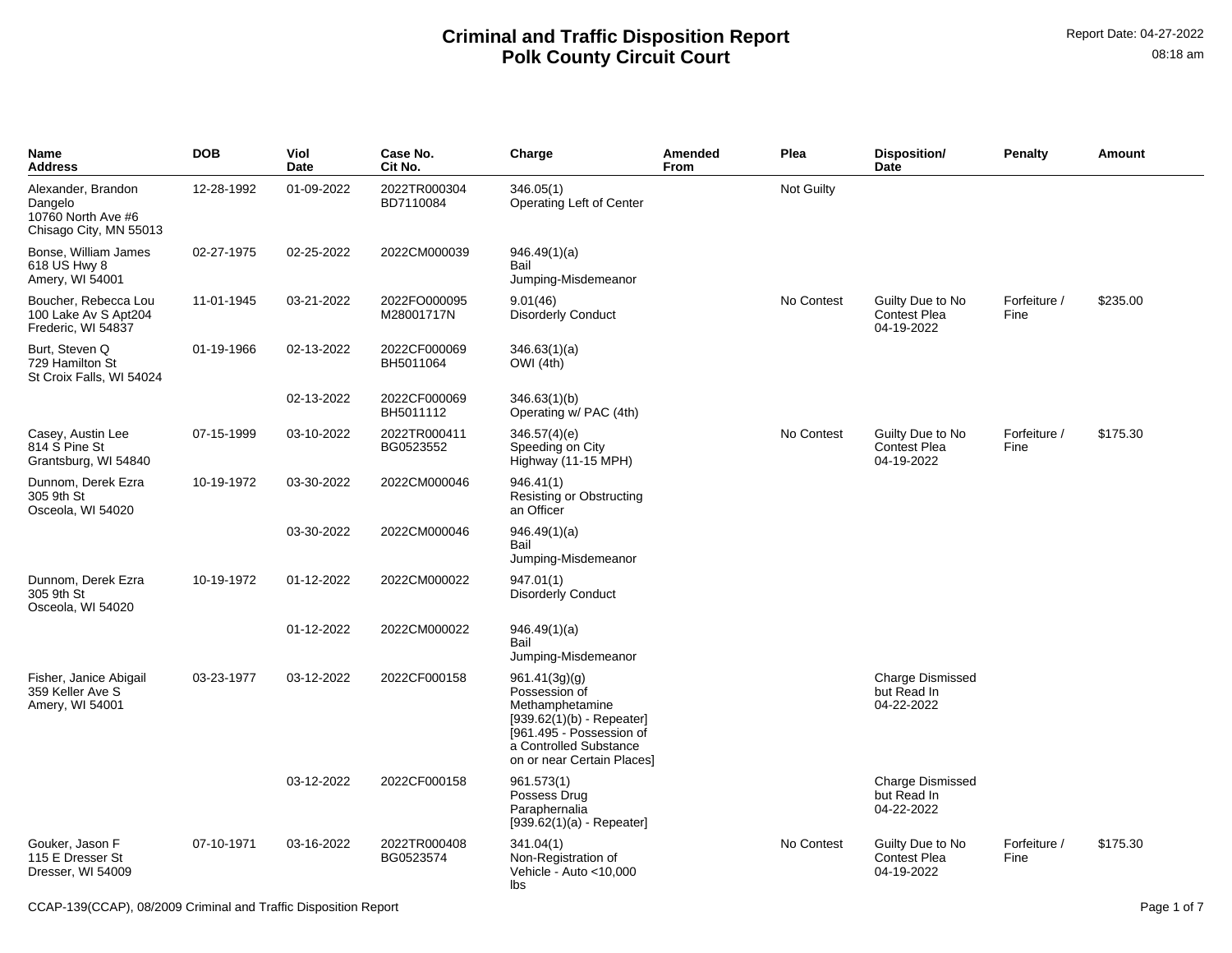# Criminal and Traffic Disposition Report
## Polk County Circuit Court

Report Date: 04-27-2022
08:18 am

| Name Address | DOB | Viol Date | Case No. Cit No. | Charge | Amended From | Plea | Disposition/ Date | Penalty | Amount |
|---|---|---|---|---|---|---|---|---|---|
| Alexander, Brandon Dangelo 10760 North Ave #6 Chisago City, MN 55013 | 12-28-1992 | 01-09-2022 | 2022TR000304 BD7110084 | 346.05(1) Operating Left of Center | | Not Guilty | | | |
| Bonse, William James 618 US Hwy 8 Amery, WI 54001 | 02-27-1975 | 02-25-2022 | 2022CM000039 | 946.49(1)(a) Bail Jumping-Misdemeanor | | | | | |
| Boucher, Rebecca Lou 100 Lake Av S Apt204 Frederic, WI 54837 | 11-01-1945 | 03-21-2022 | 2022FO000095 M28001717N | 9.01(46) Disorderly Conduct | | No Contest | Guilty Due to No Contest Plea 04-19-2022 | Forfeiture / Fine | $235.00 |
| Burt, Steven Q 729 Hamilton St St Croix Falls, WI 54024 | 01-19-1966 | 02-13-2022 | 2022CF000069 BH5011064 | 346.63(1)(a) OWI (4th) | | | | | |
| | | 02-13-2022 | 2022CF000069 BH5011112 | 346.63(1)(b) Operating w/ PAC (4th) | | | | | |
| Casey, Austin Lee 814 S Pine St Grantsburg, WI 54840 | 07-15-1999 | 03-10-2022 | 2022TR000411 BG0523552 | 346.57(4)(e) Speeding on City Highway (11-15 MPH) | | No Contest | Guilty Due to No Contest Plea 04-19-2022 | Forfeiture / Fine | $175.30 |
| Dunnom, Derek Ezra 305 9th St Osceola, WI 54020 | 10-19-1972 | 03-30-2022 | 2022CM000046 | 946.41(1) Resisting or Obstructing an Officer | | | | | |
| | | 03-30-2022 | 2022CM000046 | 946.49(1)(a) Bail Jumping-Misdemeanor | | | | | |
| Dunnom, Derek Ezra 305 9th St Osceola, WI 54020 | 10-19-1972 | 01-12-2022 | 2022CM000022 | 947.01(1) Disorderly Conduct | | | | | |
| | | 01-12-2022 | 2022CM000022 | 946.49(1)(a) Bail Jumping-Misdemeanor | | | | | |
| Fisher, Janice Abigail 359 Keller Ave S Amery, WI 54001 | 03-23-1977 | 03-12-2022 | 2022CF000158 | 961.41(3g)(g) Possession of Methamphetamine [939.62(1)(b) - Repeater] [961.495 - Possession of a Controlled Substance on or near Certain Places] | | | Charge Dismissed but Read In 04-22-2022 | | |
| | | 03-12-2022 | 2022CF000158 | 961.573(1) Possess Drug Paraphernalia [939.62(1)(a) - Repeater] | | | Charge Dismissed but Read In 04-22-2022 | | |
| Gouker, Jason F 115 E Dresser St Dresser, WI 54009 | 07-10-1971 | 03-16-2022 | 2022TR000408 BG0523574 | 341.04(1) Non-Registration of Vehicle - Auto <10,000 lbs | | No Contest | Guilty Due to No Contest Plea 04-19-2022 | Forfeiture / Fine | $175.30 |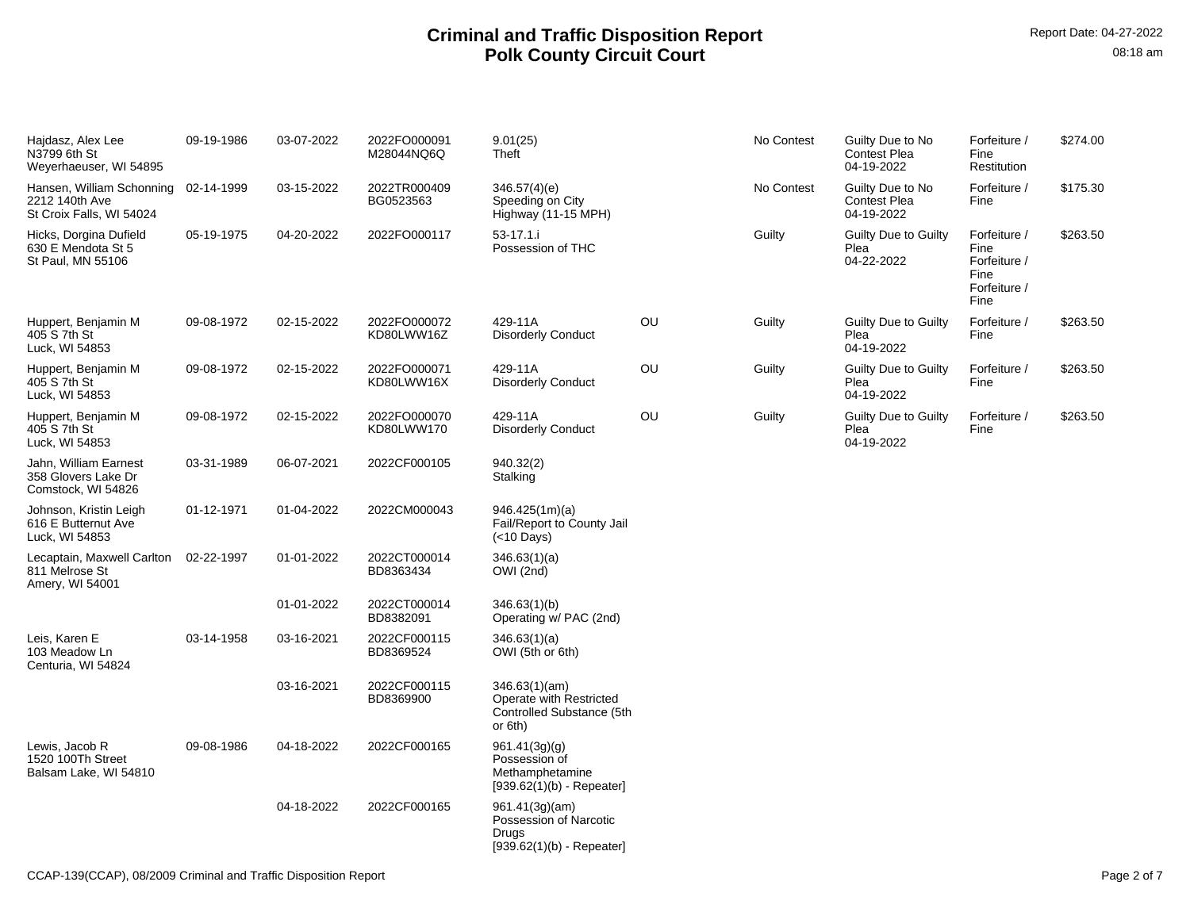# Criminal and Traffic Disposition Report
# Polk County Circuit Court

Report Date: 04-27-2022
08:18 am

| Name / Address | DOB | Offense Date | Case No. / Citation | Statute / Description | | Plea | Disposition | Sentence | Amount |
|---|---|---|---|---|---|---|---|---|---|
| Hajdasz, Alex Lee<br>N3799 6th St<br>Weyerhaeuser, WI 54895 | 09-19-1986 | 03-07-2022 | 2022FO000091<br>M28044NQ6Q | 9.01(25)<br>Theft | | No Contest | Guilty Due to No Contest Plea<br>04-19-2022 | Forfeiture / Fine<br>Restitution | $274.00 |
| Hansen, William Schonning<br>2212 140th Ave<br>St Croix Falls, WI 54024 | 02-14-1999 | 03-15-2022 | 2022TR000409<br>BG0523563 | 346.57(4)(e)<br>Speeding on City Highway (11-15 MPH) | | No Contest | Guilty Due to No Contest Plea<br>04-19-2022 | Forfeiture / Fine | $175.30 |
| Hicks, Dorgina Dufield<br>630 E Mendota St 5<br>St Paul, MN 55106 | 05-19-1975 | 04-20-2022 | 2022FO000117 | 53-17.1.i<br>Possession of THC | | Guilty | Guilty Due to Guilty Plea<br>04-22-2022 | Forfeiture / Fine<br>Forfeiture / Fine<br>Forfeiture / Fine | $263.50 |
| Huppert, Benjamin M<br>405 S 7th St<br>Luck, WI 54853 | 09-08-1972 | 02-15-2022 | 2022FO000072<br>KD80LWW16Z | 429-11A<br>Disorderly Conduct | OU | Guilty | Guilty Due to Guilty Plea<br>04-19-2022 | Forfeiture / Fine | $263.50 |
| Huppert, Benjamin M<br>405 S 7th St<br>Luck, WI 54853 | 09-08-1972 | 02-15-2022 | 2022FO000071<br>KD80LWW16X | 429-11A<br>Disorderly Conduct | OU | Guilty | Guilty Due to Guilty Plea<br>04-19-2022 | Forfeiture / Fine | $263.50 |
| Huppert, Benjamin M<br>405 S 7th St<br>Luck, WI 54853 | 09-08-1972 | 02-15-2022 | 2022FO000070<br>KD80LWW170 | 429-11A<br>Disorderly Conduct | OU | Guilty | Guilty Due to Guilty Plea<br>04-19-2022 | Forfeiture / Fine | $263.50 |
| Jahn, William Earnest<br>358 Glovers Lake Dr<br>Comstock, WI 54826 | 03-31-1989 | 06-07-2021 | 2022CF000105 | 940.32(2)<br>Stalking | | | | | |
| Johnson, Kristin Leigh<br>616 E Butternut Ave<br>Luck, WI 54853 | 01-12-1971 | 01-04-2022 | 2022CM000043 | 946.425(1m)(a)<br>Fail/Report to County Jail (<10 Days) | | | | | |
| Lecaptain, Maxwell Carlton<br>811 Melrose St<br>Amery, WI 54001 | 02-22-1997 | 01-01-2022 | 2022CT000014<br>BD8363434 | 346.63(1)(a)<br>OWI (2nd) | | | | | |
| | | 01-01-2022 | 2022CT000014<br>BD8382091 | 346.63(1)(b)<br>Operating w/ PAC (2nd) | | | | | |
| Leis, Karen E<br>103 Meadow Ln<br>Centuria, WI 54824 | 03-14-1958 | 03-16-2021 | 2022CF000115<br>BD8369524 | 346.63(1)(a)<br>OWI (5th or 6th) | | | | | |
| | | 03-16-2021 | 2022CF000115<br>BD8369900 | 346.63(1)(am)<br>Operate with Restricted Controlled Substance (5th or 6th) | | | | | |
| Lewis, Jacob R<br>1520 100Th Street<br>Balsam Lake, WI 54810 | 09-08-1986 | 04-18-2022 | 2022CF000165 | 961.41(3g)(g)<br>Possession of Methamphetamine<br>[939.62(1)(b) - Repeater] | | | | | |
| | | 04-18-2022 | 2022CF000165 | 961.41(3g)(am)<br>Possession of Narcotic Drugs<br>[939.62(1)(b) - Repeater] | | | | | |

CCAP-139(CCAP), 08/2009 Criminal and Traffic Disposition Report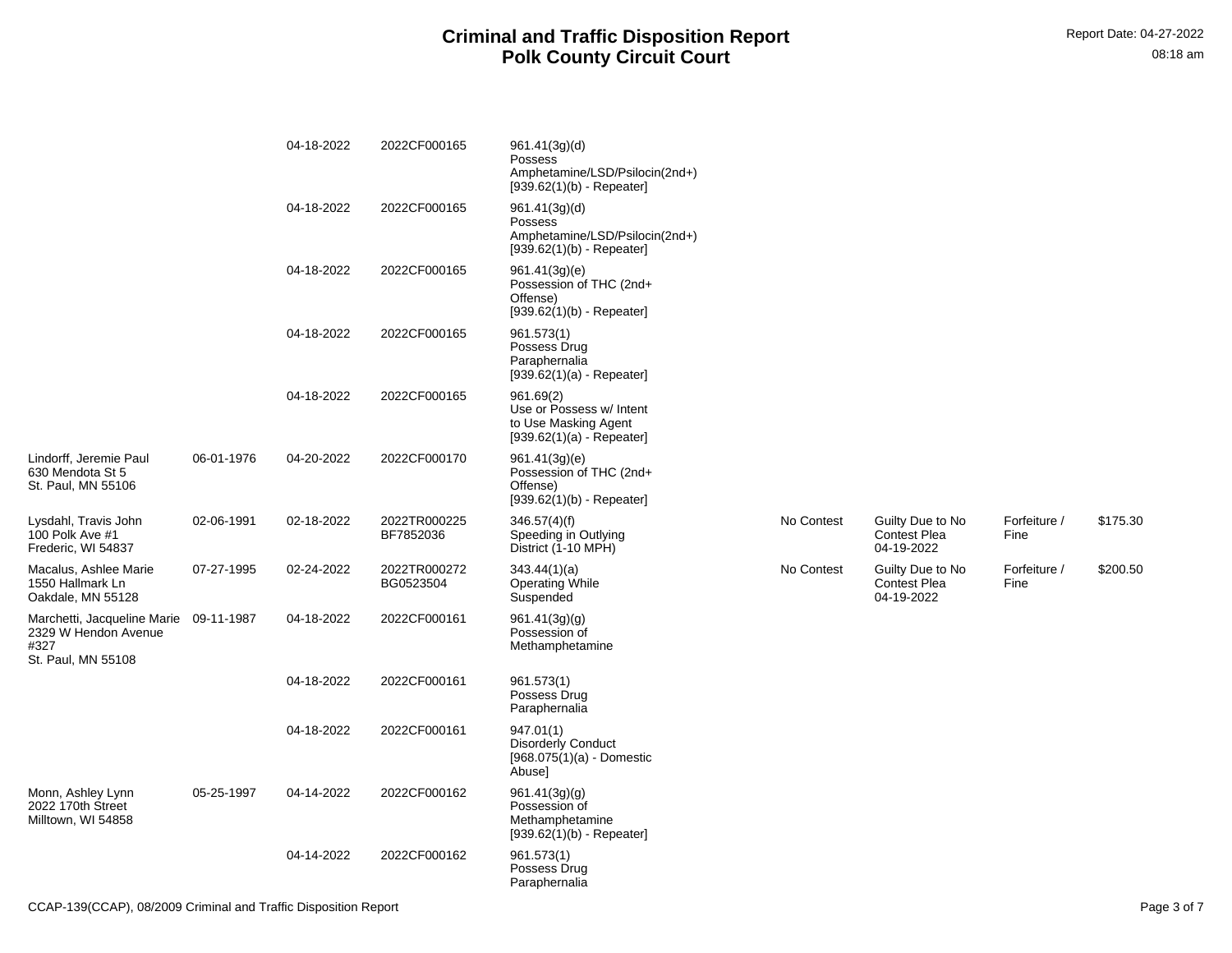# Criminal and Traffic Disposition Report
## Polk County Circuit Court

Report Date: 04-27-2022
08:18 am

| Name/Address | DOB | Date | Case Number | Statute/Description | Plea | Disposition | Sentence | Amount |
|---|---|---|---|---|---|---|---|---|
| | | 04-18-2022 | 2022CF000165 | 961.41(3g)(d) Possess Amphetamine/LSD/Psilocin(2nd+) [939.62(1)(b) - Repeater] | | | | |
| | | 04-18-2022 | 2022CF000165 | 961.41(3g)(d) Possess Amphetamine/LSD/Psilocin(2nd+) [939.62(1)(b) - Repeater] | | | | |
| | | 04-18-2022 | 2022CF000165 | 961.41(3g)(e) Possession of THC (2nd+ Offense) [939.62(1)(b) - Repeater] | | | | |
| | | 04-18-2022 | 2022CF000165 | 961.573(1) Possess Drug Paraphernalia [939.62(1)(a) - Repeater] | | | | |
| | | 04-18-2022 | 2022CF000165 | 961.69(2) Use or Possess w/ Intent to Use Masking Agent [939.62(1)(a) - Repeater] | | | | |
| Lindorff, Jeremie Paul 630 Mendota St 5 St. Paul, MN 55106 | 06-01-1976 | 04-20-2022 | 2022CF000170 | 961.41(3g)(e) Possession of THC (2nd+ Offense) [939.62(1)(b) - Repeater] | | | | |
| Lysdahl, Travis John 100 Polk Ave #1 Frederic, WI 54837 | 02-06-1991 | 02-18-2022 | 2022TR000225 BF7852036 | 346.57(4)(f) Speeding in Outlying District (1-10 MPH) | No Contest | Guilty Due to No Contest Plea 04-19-2022 | Forfeiture / Fine | $175.30 |
| Macalus, Ashlee Marie 1550 Hallmark Ln Oakdale, MN 55128 | 07-27-1995 | 02-24-2022 | 2022TR000272 BG0523504 | 343.44(1)(a) Operating While Suspended | No Contest | Guilty Due to No Contest Plea 04-19-2022 | Forfeiture / Fine | $200.50 |
| Marchetti, Jacqueline Marie 2329 W Hendon Avenue #327 St. Paul, MN 55108 | 09-11-1987 | 04-18-2022 | 2022CF000161 | 961.41(3g)(g) Possession of Methamphetamine | | | | |
| | | 04-18-2022 | 2022CF000161 | 961.573(1) Possess Drug Paraphernalia | | | | |
| | | 04-18-2022 | 2022CF000161 | 947.01(1) Disorderly Conduct [968.075(1)(a) - Domestic Abuse] | | | | |
| Monn, Ashley Lynn 2022 170th Street Milltown, WI 54858 | 05-25-1997 | 04-14-2022 | 2022CF000162 | 961.41(3g)(g) Possession of Methamphetamine [939.62(1)(b) - Repeater] | | | | |
| | | 04-14-2022 | 2022CF000162 | 961.573(1) Possess Drug Paraphernalia | | | | |

CCAP-139(CCAP), 08/2009 Criminal and Traffic Disposition Report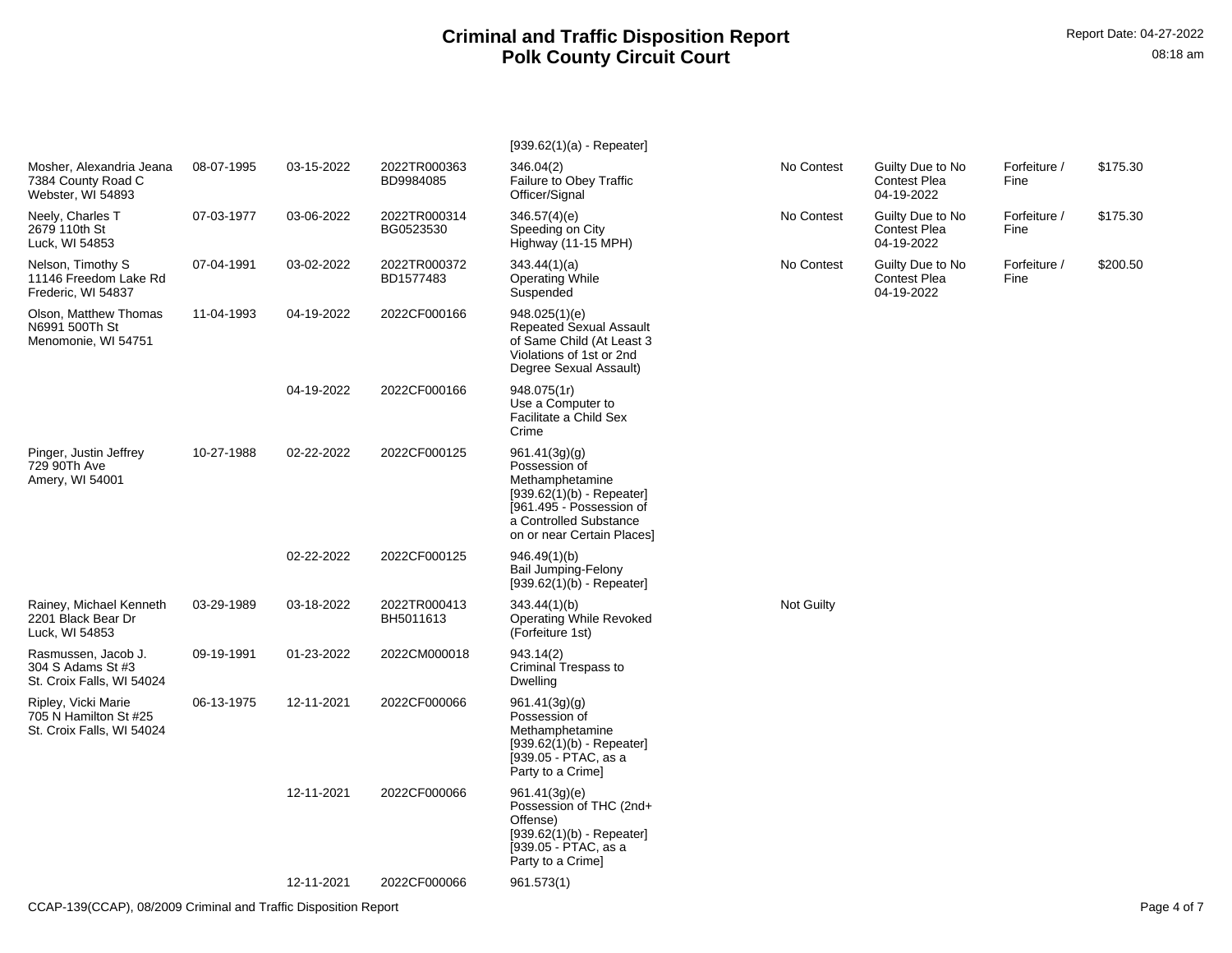# Criminal and Traffic Disposition Report
# Polk County Circuit Court

Report Date: 04-27-2022
08:18 am

| | | | | | | | | |
|---|---|---|---|---|---|---|---|---|
| | | | | [939.62(1)(a) - Repeater] | | | | |
| Mosher, Alexandria Jeana<br>7384 County Road C<br>Webster, WI 54893 | 08-07-1995 | 03-15-2022 | 2022TR000363<br>BD9984085 | 346.04(2)<br>Failure to Obey Traffic Officer/Signal | No Contest | Guilty Due to No Contest Plea<br>04-19-2022 | Forfeiture / Fine | $175.30 |
| Neely, Charles T<br>2679 110th St<br>Luck, WI 54853 | 07-03-1977 | 03-06-2022 | 2022TR000314<br>BG0523530 | 346.57(4)(e)<br>Speeding on City Highway (11-15 MPH) | No Contest | Guilty Due to No Contest Plea<br>04-19-2022 | Forfeiture / Fine | $175.30 |
| Nelson, Timothy S<br>11146 Freedom Lake Rd<br>Frederic, WI 54837 | 07-04-1991 | 03-02-2022 | 2022TR000372<br>BD1577483 | 343.44(1)(a)<br>Operating While Suspended | No Contest | Guilty Due to No Contest Plea<br>04-19-2022 | Forfeiture / Fine | $200.50 |
| Olson, Matthew Thomas<br>N6991 500Th St<br>Menomonie, WI 54751 | 11-04-1993 | 04-19-2022 | 2022CF000166 | 948.025(1)(e)<br>Repeated Sexual Assault of Same Child (At Least 3 Violations of 1st or 2nd Degree Sexual Assault) | | | | |
| | | 04-19-2022 | 2022CF000166 | 948.075(1r)<br>Use a Computer to Facilitate a Child Sex Crime | | | | |
| Pinger, Justin Jeffrey<br>729 90Th Ave<br>Amery, WI 54001 | 10-27-1988 | 02-22-2022 | 2022CF000125 | 961.41(3g)(g)<br>Possession of Methamphetamine<br>[939.62(1)(b) - Repeater]<br>[961.495 - Possession of a Controlled Substance on or near Certain Places] | | | | |
| | | 02-22-2022 | 2022CF000125 | 946.49(1)(b)<br>Bail Jumping-Felony<br>[939.62(1)(b) - Repeater] | | | | |
| Rainey, Michael Kenneth<br>2201 Black Bear Dr<br>Luck, WI 54853 | 03-29-1989 | 03-18-2022 | 2022TR000413<br>BH5011613 | 343.44(1)(b)<br>Operating While Revoked (Forfeiture 1st) | Not Guilty | | | |
| Rasmussen, Jacob J.<br>304 S Adams St #3<br>St. Croix Falls, WI 54024 | 09-19-1991 | 01-23-2022 | 2022CM000018 | 943.14(2)<br>Criminal Trespass to Dwelling | | | | |
| Ripley, Vicki Marie<br>705 N Hamilton St #25<br>St. Croix Falls, WI 54024 | 06-13-1975 | 12-11-2021 | 2022CF000066 | 961.41(3g)(g)<br>Possession of Methamphetamine<br>[939.62(1)(b) - Repeater]<br>[939.05 - PTAC, as a Party to a Crime] | | | | |
| | | 12-11-2021 | 2022CF000066 | 961.41(3g)(e)<br>Possession of THC (2nd+ Offense)<br>[939.62(1)(b) - Repeater]<br>[939.05 - PTAC, as a Party to a Crime] | | | | |
| | | 12-11-2021 | 2022CF000066 | 961.573(1) | | | | |

CCAP-139(CCAP), 08/2009 Criminal and Traffic Disposition Report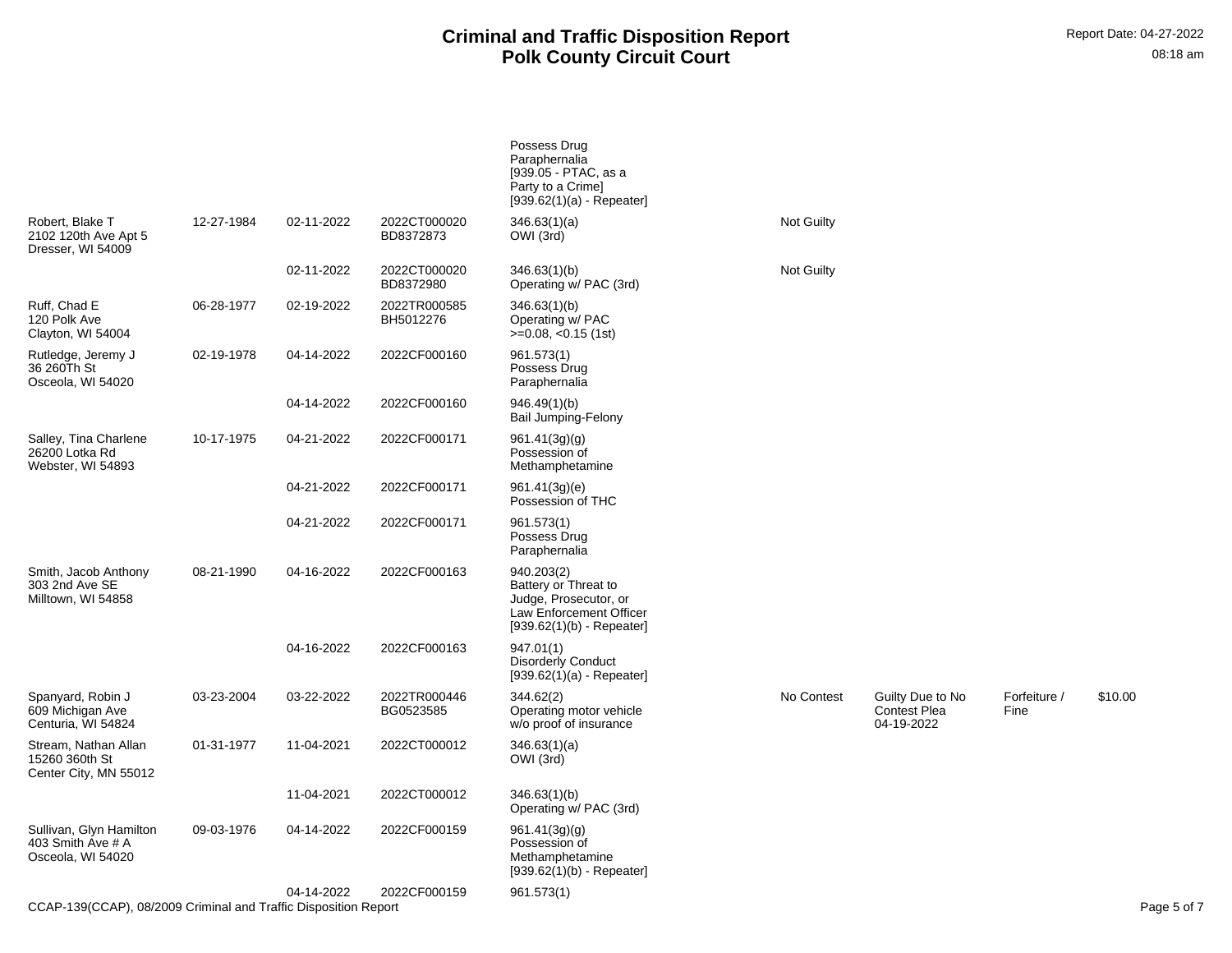# Criminal and Traffic Disposition Report
## Polk County Circuit Court

| Name/Address | DOB | Offense Date | Case No. | Statute/Description | Plea | Disposition | Sentence | Amount |
|---|---|---|---|---|---|---|---|---|
| | | | | Possess Drug Paraphernalia [939.05 - PTAC, as a Party to a Crime] [939.62(1)(a) - Repeater] | | | | |
| Robert, Blake T 2102 120th Ave Apt 5 Dresser, WI 54009 | 12-27-1984 | 02-11-2022 | 2022CT000020 BD8372873 | 346.63(1)(a) OWI (3rd) | Not Guilty | | | |
| | | 02-11-2022 | 2022CT000020 BD8372980 | 346.63(1)(b) Operating w/ PAC (3rd) | Not Guilty | | | |
| Ruff, Chad E 120 Polk Ave Clayton, WI 54004 | 06-28-1977 | 02-19-2022 | 2022TR000585 BH5012276 | 346.63(1)(b) Operating w/ PAC >=0.08, <0.15 (1st) | | | | |
| Rutledge, Jeremy J 36 260Th St Osceola, WI 54020 | 02-19-1978 | 04-14-2022 | 2022CF000160 | 961.573(1) Possess Drug Paraphernalia | | | | |
| | | 04-14-2022 | 2022CF000160 | 946.49(1)(b) Bail Jumping-Felony | | | | |
| Salley, Tina Charlene 26200 Lotka Rd Webster, WI 54893 | 10-17-1975 | 04-21-2022 | 2022CF000171 | 961.41(3g)(g) Possession of Methamphetamine | | | | |
| | | 04-21-2022 | 2022CF000171 | 961.41(3g)(e) Possession of THC | | | | |
| | | 04-21-2022 | 2022CF000171 | 961.573(1) Possess Drug Paraphernalia | | | | |
| Smith, Jacob Anthony 303 2nd Ave SE Milltown, WI 54858 | 08-21-1990 | 04-16-2022 | 2022CF000163 | 940.203(2) Battery or Threat to Judge, Prosecutor, or Law Enforcement Officer [939.62(1)(b) - Repeater] | | | | |
| | | 04-16-2022 | 2022CF000163 | 947.01(1) Disorderly Conduct [939.62(1)(a) - Repeater] | | | | |
| Spanyard, Robin J 609 Michigan Ave Centuria, WI 54824 | 03-23-2004 | 03-22-2022 | 2022TR000446 BG0523585 | 344.62(2) Operating motor vehicle w/o proof of insurance | No Contest | Guilty Due to No Contest Plea 04-19-2022 | Forfeiture / Fine | $10.00 |
| Stream, Nathan Allan 15260 360th St Center City, MN 55012 | 01-31-1977 | 11-04-2021 | 2022CT000012 | 346.63(1)(a) OWI (3rd) | | | | |
| | | 11-04-2021 | 2022CT000012 | 346.63(1)(b) Operating w/ PAC (3rd) | | | | |
| Sullivan, Glyn Hamilton 403 Smith Ave # A Osceola, WI 54020 | 09-03-1976 | 04-14-2022 | 2022CF000159 | 961.41(3g)(g) Possession of Methamphetamine [939.62(1)(b) - Repeater] | | | | |
| | | 04-14-2022 | 2022CF000159 | 961.573(1) | | | | |

CCAP-139(CCAP), 08/2009 Criminal and Traffic Disposition Report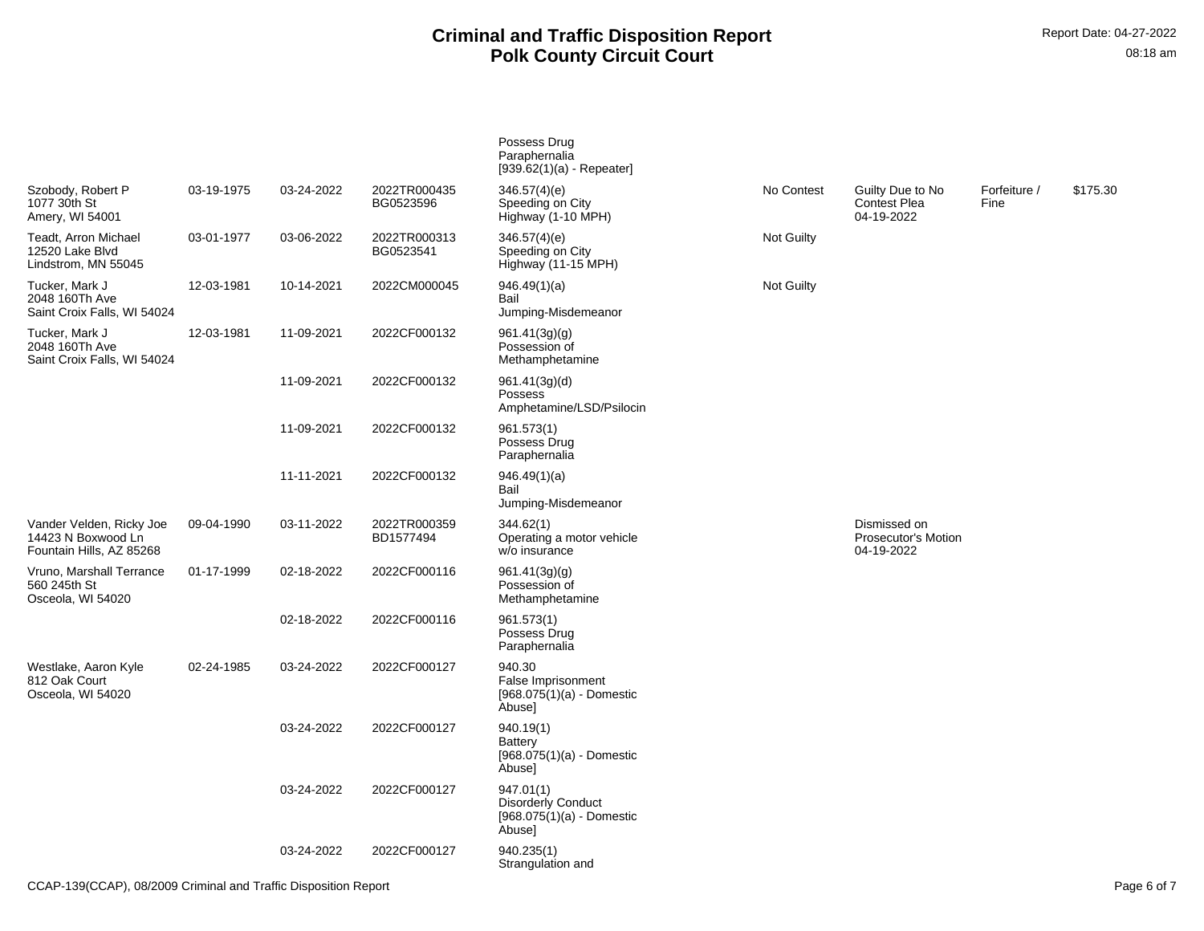# Criminal and Traffic Disposition Report
# Polk County Circuit Court

Report Date: 04-27-2022
08:18 am

| | | | | | | | | |
|---|---|---|---|---|---|---|---|---|
| | | | | Possess Drug Paraphernalia [939.62(1)(a) - Repeater] | | | | |
| Szobody, Robert P 1077 30th St Amery, WI 54001 | 03-19-1975 | 03-24-2022 | 2022TR000435 BG0523596 | 346.57(4)(e) Speeding on City Highway (1-10 MPH) | No Contest | Guilty Due to No Contest Plea 04-19-2022 | Forfeiture / Fine | $175.30 |
| Teadt, Arron Michael 12520 Lake Blvd Lindstrom, MN 55045 | 03-01-1977 | 03-06-2022 | 2022TR000313 BG0523541 | 346.57(4)(e) Speeding on City Highway (11-15 MPH) | Not Guilty | | | |
| Tucker, Mark J 2048 160Th Ave Saint Croix Falls, WI 54024 | 12-03-1981 | 10-14-2021 | 2022CM000045 | 946.49(1)(a) Bail Jumping-Misdemeanor | Not Guilty | | | |
| Tucker, Mark J 2048 160Th Ave Saint Croix Falls, WI 54024 | 12-03-1981 | 11-09-2021 | 2022CF000132 | 961.41(3g)(g) Possession of Methamphetamine | | | | |
| | | 11-09-2021 | 2022CF000132 | 961.41(3g)(d) Possess Amphetamine/LSD/Psilocin | | | | |
| | | 11-09-2021 | 2022CF000132 | 961.573(1) Possess Drug Paraphernalia | | | | |
| | | 11-11-2021 | 2022CF000132 | 946.49(1)(a) Bail Jumping-Misdemeanor | | | | |
| Vander Velden, Ricky Joe 14423 N Boxwood Ln Fountain Hills, AZ 85268 | 09-04-1990 | 03-11-2022 | 2022TR000359 BD1577494 | 344.62(1) Operating a motor vehicle w/o insurance | | Dismissed on Prosecutor's Motion 04-19-2022 | | |
| Vruno, Marshall Terrance 560 245th St Osceola, WI 54020 | 01-17-1999 | 02-18-2022 | 2022CF000116 | 961.41(3g)(g) Possession of Methamphetamine | | | | |
| | | 02-18-2022 | 2022CF000116 | 961.573(1) Possess Drug Paraphernalia | | | | |
| Westlake, Aaron Kyle 812 Oak Court Osceola, WI 54020 | 02-24-1985 | 03-24-2022 | 2022CF000127 | 940.30 False Imprisonment [968.075(1)(a) - Domestic Abuse] | | | | |
| | | 03-24-2022 | 2022CF000127 | 940.19(1) Battery [968.075(1)(a) - Domestic Abuse] | | | | |
| | | 03-24-2022 | 2022CF000127 | 947.01(1) Disorderly Conduct [968.075(1)(a) - Domestic Abuse] | | | | |
| | | 03-24-2022 | 2022CF000127 | 940.235(1) Strangulation and | | | | |

CCAP-139(CCAP), 08/2009 Criminal and Traffic Disposition Report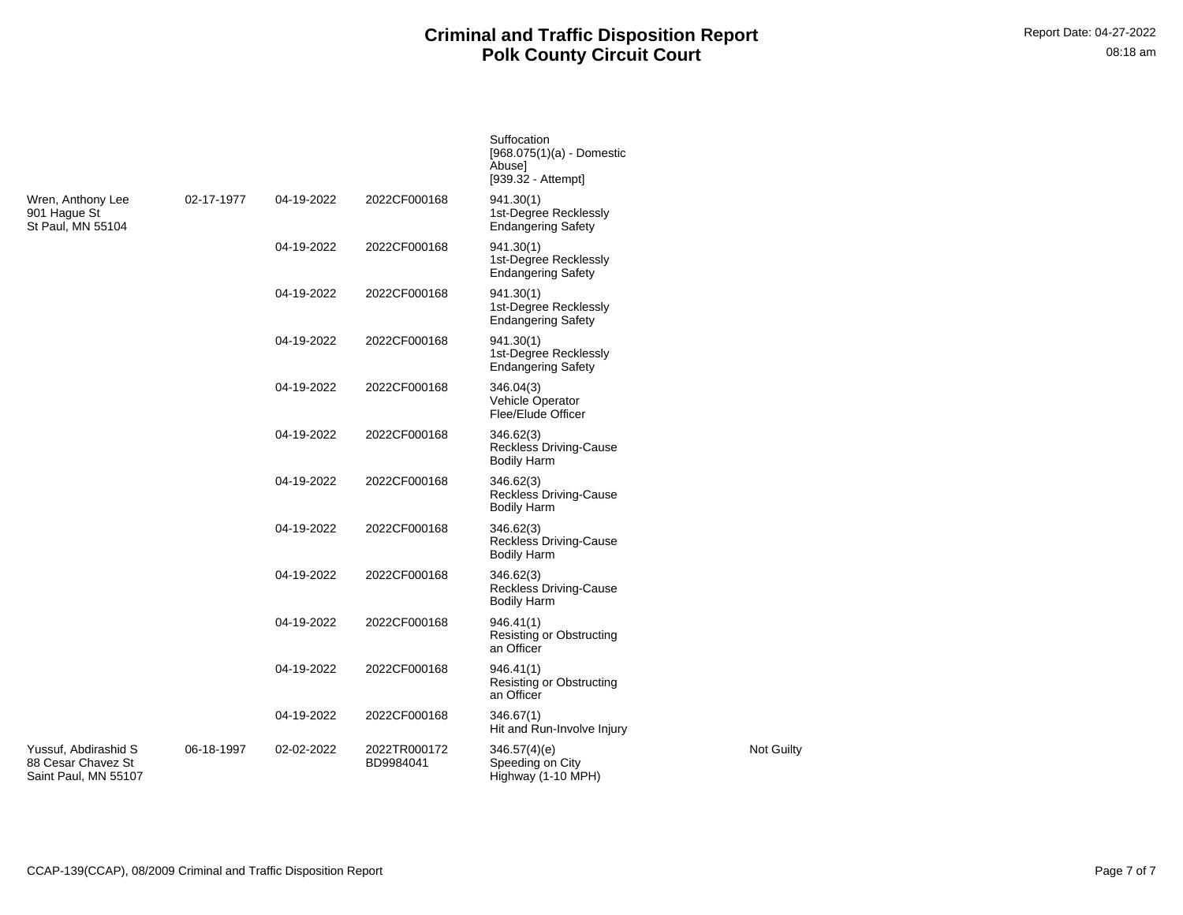# Criminal and Traffic Disposition Report
# Polk County Circuit Court

Report Date: 04-27-2022
08:18 am

| | | | | | |
|---|---|---|---|---|---|
| | | | | Suffocation [968.075(1)(a) - Domestic Abuse] [939.32 - Attempt] | |
| Wren, Anthony Lee 901 Hague St St Paul, MN 55104 | 02-17-1977 | 04-19-2022 | 2022CF000168 | 941.30(1) 1st-Degree Recklessly Endangering Safety | |
| | | 04-19-2022 | 2022CF000168 | 941.30(1) 1st-Degree Recklessly Endangering Safety | |
| | | 04-19-2022 | 2022CF000168 | 941.30(1) 1st-Degree Recklessly Endangering Safety | |
| | | 04-19-2022 | 2022CF000168 | 941.30(1) 1st-Degree Recklessly Endangering Safety | |
| | | 04-19-2022 | 2022CF000168 | 346.04(3) Vehicle Operator Flee/Elude Officer | |
| | | 04-19-2022 | 2022CF000168 | 346.62(3) Reckless Driving-Cause Bodily Harm | |
| | | 04-19-2022 | 2022CF000168 | 346.62(3) Reckless Driving-Cause Bodily Harm | |
| | | 04-19-2022 | 2022CF000168 | 346.62(3) Reckless Driving-Cause Bodily Harm | |
| | | 04-19-2022 | 2022CF000168 | 346.62(3) Reckless Driving-Cause Bodily Harm | |
| | | 04-19-2022 | 2022CF000168 | 946.41(1) Resisting or Obstructing an Officer | |
| | | 04-19-2022 | 2022CF000168 | 946.41(1) Resisting or Obstructing an Officer | |
| | | 04-19-2022 | 2022CF000168 | 346.67(1) Hit and Run-Involve Injury | |
| Yussuf, Abdirashid S 88 Cesar Chavez St Saint Paul, MN 55107 | 06-18-1997 | 02-02-2022 | 2022TR000172 BD9984041 | 346.57(4)(e) Speeding on City Highway (1-10 MPH) | Not Guilty |

CCAP-139(CCAP), 08/2009 Criminal and Traffic Disposition Report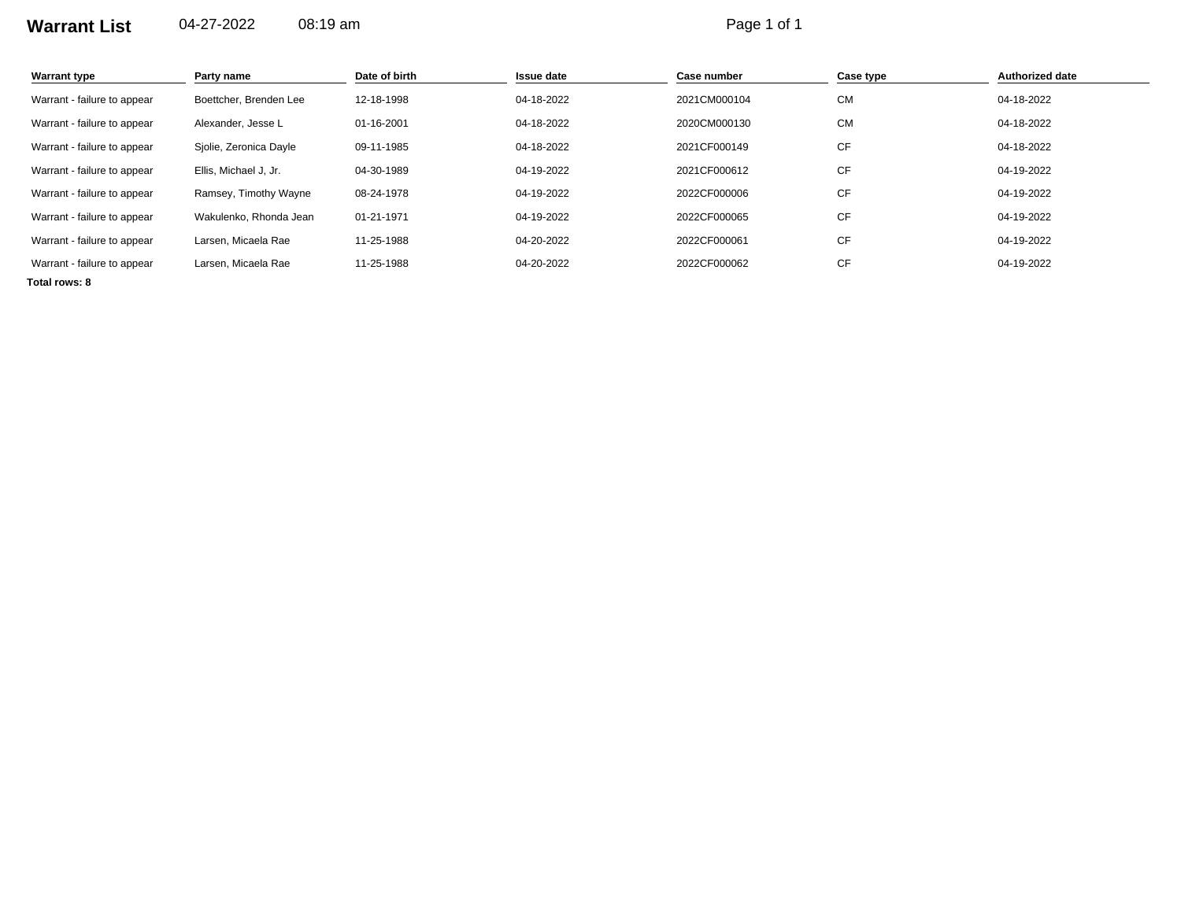# Warrant List

04-27-2022 08:19 am

| Warrant type | Party name | Date of birth | Issue date | Case number | Case type | Authorized date |
|---|---|---|---|---|---|---|
| Warrant - failure to appear | Boettcher, Brenden Lee | 12-18-1998 | 04-18-2022 | 2021CM000104 | CM | 04-18-2022 |
| Warrant - failure to appear | Alexander, Jesse L | 01-16-2001 | 04-18-2022 | 2020CM000130 | CM | 04-18-2022 |
| Warrant - failure to appear | Sjolie, Zeronica Dayle | 09-11-1985 | 04-18-2022 | 2021CF000149 | CF | 04-18-2022 |
| Warrant - failure to appear | Ellis, Michael J, Jr. | 04-30-1989 | 04-19-2022 | 2021CF000612 | CF | 04-19-2022 |
| Warrant - failure to appear | Ramsey, Timothy Wayne | 08-24-1978 | 04-19-2022 | 2022CF000006 | CF | 04-19-2022 |
| Warrant - failure to appear | Wakulenko, Rhonda Jean | 01-21-1971 | 04-19-2022 | 2022CF000065 | CF | 04-19-2022 |
| Warrant - failure to appear | Larsen, Micaela Rae | 11-25-1988 | 04-20-2022 | 2022CF000061 | CF | 04-19-2022 |
| Warrant - failure to appear | Larsen, Micaela Rae | 11-25-1988 | 04-20-2022 | 2022CF000062 | CF | 04-19-2022 |

**Total rows: 8**